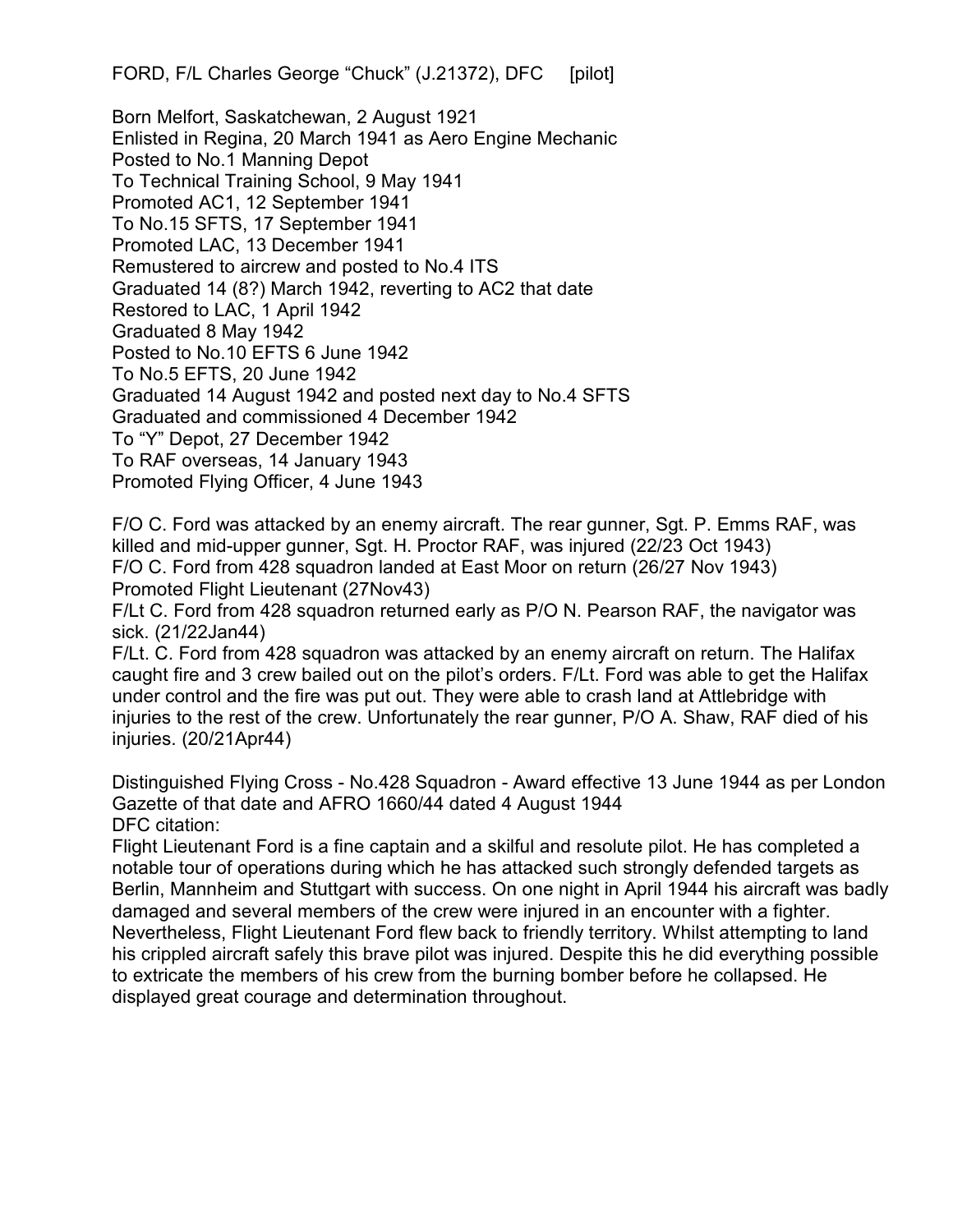FORD, F/L Charles George "Chuck" (J.21372), DFC     [pilot]

Born Melfort, Saskatchewan, 2 August 1921
Enlisted in Regina, 20 March 1941 as Aero Engine Mechanic
Posted to No.1 Manning Depot
To Technical Training School, 9 May 1941
Promoted AC1, 12 September 1941
To No.15 SFTS, 17 September 1941
Promoted LAC, 13 December 1941
Remustered to aircrew and posted to No.4 ITS
Graduated 14 (8?) March 1942, reverting to AC2 that date
Restored to LAC, 1 April 1942
Graduated 8 May 1942
Posted to No.10 EFTS 6 June 1942
To No.5 EFTS, 20 June 1942
Graduated 14 August 1942 and posted next day to No.4 SFTS
Graduated and commissioned 4 December 1942
To "Y" Depot, 27 December 1942
To RAF overseas, 14 January 1943
Promoted Flying Officer, 4 June 1943

F/O C. Ford was attacked by an enemy aircraft. The rear gunner, Sgt. P. Emms RAF, was killed and mid-upper gunner, Sgt. H. Proctor RAF, was injured (22/23 Oct 1943)
F/O C. Ford from 428 squadron landed at East Moor on return (26/27 Nov 1943)
Promoted Flight Lieutenant (27Nov43)
F/Lt C. Ford from 428 squadron returned early as P/O N. Pearson RAF, the navigator was sick. (21/22Jan44)
F/Lt. C. Ford from 428 squadron was attacked by an enemy aircraft on return. The Halifax caught fire and 3 crew bailed out on the pilot's orders. F/Lt. Ford was able to get the Halifax under control and the fire was put out. They were able to crash land at Attlebridge with injuries to the rest of the crew. Unfortunately the rear gunner, P/O A. Shaw, RAF died of his injuries. (20/21Apr44)

Distinguished Flying Cross - No.428 Squadron - Award effective 13 June 1944 as per London Gazette of that date and AFRO 1660/44 dated 4 August 1944
DFC citation:
Flight Lieutenant Ford is a fine captain and a skilful and resolute pilot. He has completed a notable tour of operations during which he has attacked such strongly defended targets as Berlin, Mannheim and Stuttgart with success. On one night in April 1944 his aircraft was badly damaged and several members of the crew were injured in an encounter with a fighter. Nevertheless, Flight Lieutenant Ford flew back to friendly territory. Whilst attempting to land his crippled aircraft safely this brave pilot was injured. Despite this he did everything possible to extricate the members of his crew from the burning bomber before he collapsed. He displayed great courage and determination throughout.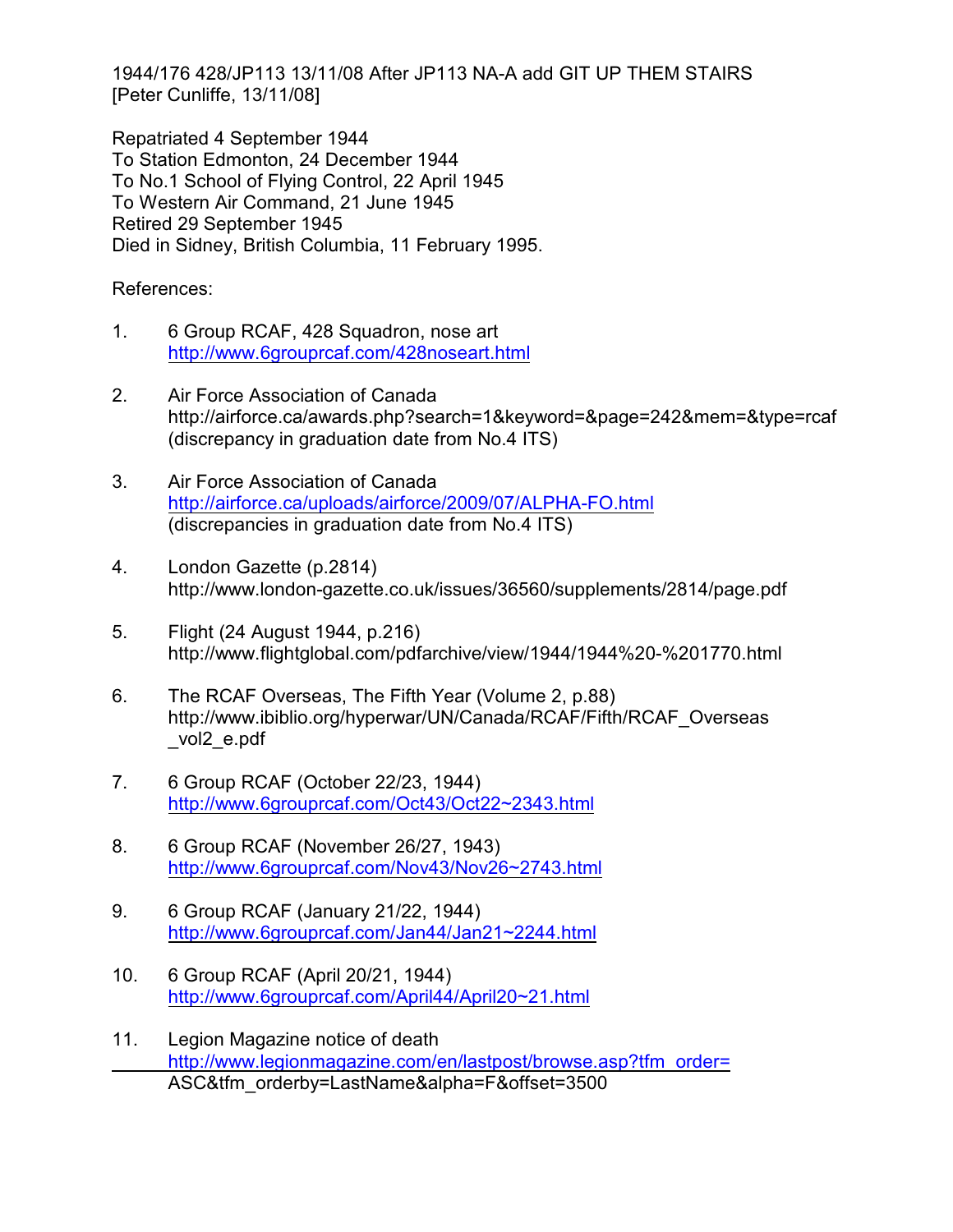1944/176 428/JP113 13/11/08 After JP113 NA-A add GIT UP THEM STAIRS [Peter Cunliffe, 13/11/08]

Repatriated 4 September 1944
To Station Edmonton, 24 December 1944
To No.1 School of Flying Control, 22 April 1945
To Western Air Command, 21 June 1945
Retired 29 September 1945
Died in Sidney, British Columbia, 11 February 1995.

References:

1. 6 Group RCAF, 428 Squadron, nose art
   http://www.6grouprcaf.com/428noseart.html

2. Air Force Association of Canada
   http://airforce.ca/awards.php?search=1&keyword=&page=242&mem=&type=rcaf
   (discrepancy in graduation date from No.4 ITS)

3. Air Force Association of Canada
   http://airforce.ca/uploads/airforce/2009/07/ALPHA-FO.html
   (discrepancies in graduation date from No.4 ITS)

4. London Gazette (p.2814)
   http://www.london-gazette.co.uk/issues/36560/supplements/2814/page.pdf

5. Flight (24 August 1944, p.216)
   http://www.flightglobal.com/pdfarchive/view/1944/1944%20-%201770.html

6. The RCAF Overseas, The Fifth Year (Volume 2, p.88)
   http://www.ibiblio.org/hyperwar/UN/Canada/RCAF/Fifth/RCAF_Overseas_vol2_e.pdf

7. 6 Group RCAF (October 22/23, 1944)
   http://www.6grouprcaf.com/Oct43/Oct22~2343.html

8. 6 Group RCAF (November 26/27, 1943)
   http://www.6grouprcaf.com/Nov43/Nov26~2743.html

9. 6 Group RCAF (January 21/22, 1944)
   http://www.6grouprcaf.com/Jan44/Jan21~2244.html

10. 6 Group RCAF (April 20/21, 1944)
    http://www.6grouprcaf.com/April44/April20~21.html

11. Legion Magazine notice of death
    http://www.legionmagazine.com/en/lastpost/browse.asp?tfm_order=ASC&tfm_orderby=LastName&alpha=F&offset=3500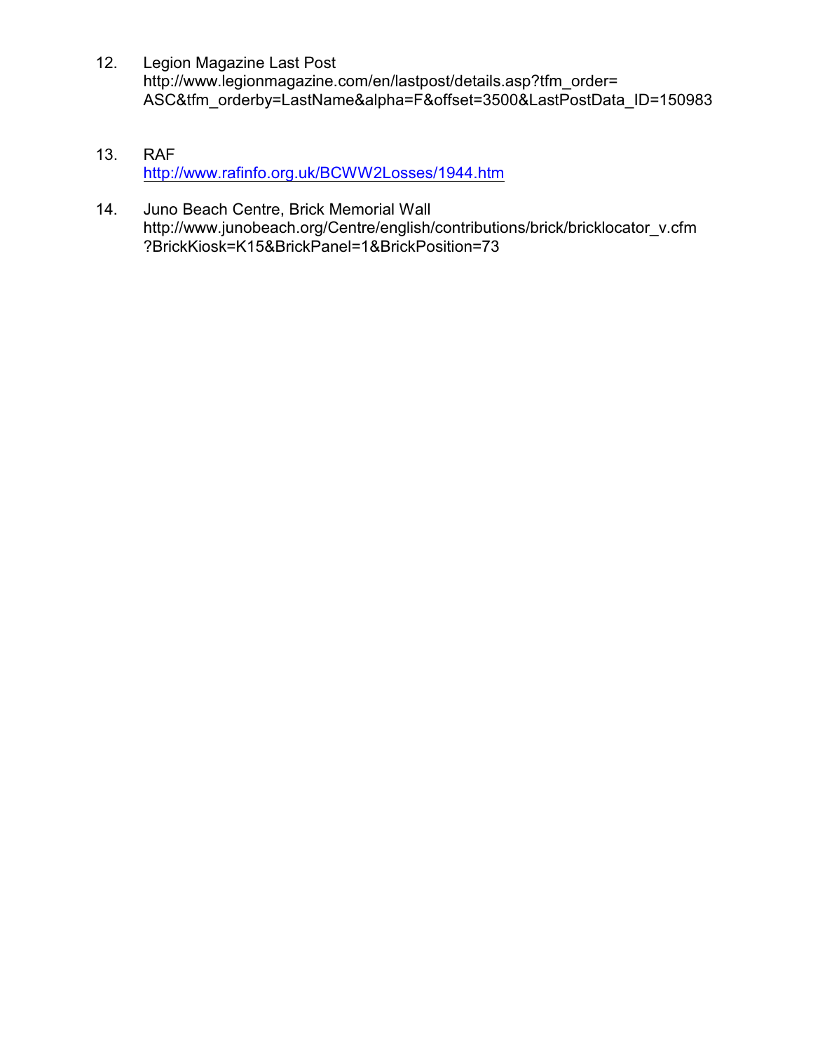12. Legion Magazine Last Post
    http://www.legionmagazine.com/en/lastpost/details.asp?tfm_order=ASC&tfm_orderby=LastName&alpha=F&offset=3500&LastPostData_ID=150983

13. RAF
    http://www.rafinfo.org.uk/BCWW2Losses/1944.htm

14. Juno Beach Centre, Brick Memorial Wall
    http://www.junobeach.org/Centre/english/contributions/brick/bricklocator_v.cfm?BrickKiosk=K15&BrickPanel=1&BrickPosition=73